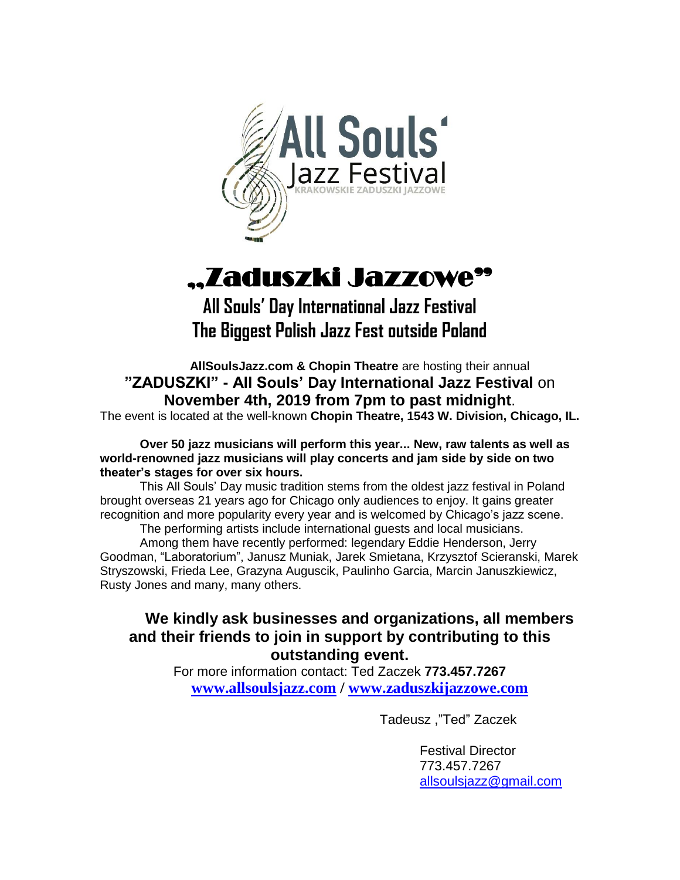All Souls' Jazz Festival
KRAKOWSKIE ZADUSZKI JAZZOWE

# „Zaduszki Jazzowe"

## All Souls' Day International Jazz Festival
## The Biggest Polish Jazz Fest outside Poland

**AllSoulsJazz.com & Chopin Theatre** are hosting their annual **"ZADUSZKI" - All Souls' Day International Jazz Festival** on **November 4th, 2019 from 7pm to past midnight**.
The event is located at the well-known **Chopin Theatre, 1543 W. Division, Chicago, IL.**

**Over 50 jazz musicians will perform this year... New, raw talents as well as world-renowned jazz musicians will play concerts and jam side by side on two theater's stages for over six hours.**

This All Souls' Day music tradition stems from the oldest jazz festival in Poland brought overseas 21 years ago for Chicago only audiences to enjoy. It gains greater recognition and more popularity every year and is welcomed by Chicago's jazz scene.

The performing artists include international guests and local musicians.

Among them have recently performed: legendary Eddie Henderson, Jerry Goodman, "Laboratorium", Janusz Muniak, Jarek Smietana, Krzysztof Scieranski, Marek Stryszowski, Frieda Lee, Grazyna Auguscik, Paulinho Garcia, Marcin Januszkiewicz, Rusty Jones and many, many others.

**We kindly ask businesses and organizations, all members and their friends to join in support by contributing to this outstanding event.**

For more information contact: Ted Zaczek **773.457.7267**
**www.allsoulsjazz.com** / **www.zaduszkijazzowe.com**

Tadeusz ,"Ted" Zaczek

Festival Director
773.457.7267
allsoulsjazz@gmail.com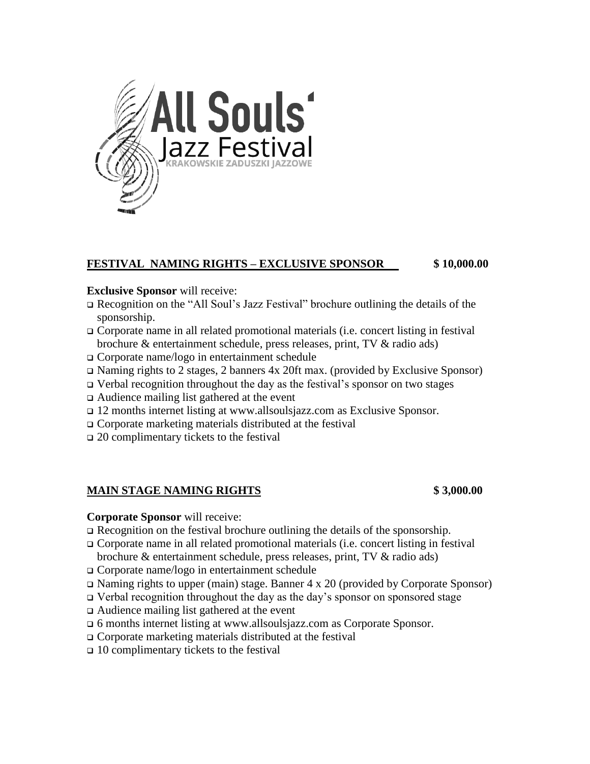All Souls' Jazz Festival

KRAKOWSKIE ZADUSZKI JAZZOWE

## FESTIVAL NAMING RIGHTS – EXCLUSIVE SPONSOR $ 10,000.00

**Exclusive Sponsor** will receive:

- Recognition on the "All Soul's Jazz Festival" brochure outlining the details of the sponsorship.
- Corporate name in all related promotional materials (i.e. concert listing in festival brochure & entertainment schedule, press releases, print, TV & radio ads)
- Corporate name/logo in entertainment schedule
- Naming rights to 2 stages, 2 banners 4x 20ft max. (provided by Exclusive Sponsor)
- Verbal recognition throughout the day as the festival's sponsor on two stages
- Audience mailing list gathered at the event
- 12 months internet listing at www.allsoulsjazz.com as Exclusive Sponsor.
- Corporate marketing materials distributed at the festival
- 20 complimentary tickets to the festival

## MAIN STAGE NAMING RIGHTS $ 3,000.00

**Corporate Sponsor** will receive:

- Recognition on the festival brochure outlining the details of the sponsorship.
- Corporate name in all related promotional materials (i.e. concert listing in festival brochure & entertainment schedule, press releases, print, TV & radio ads)
- Corporate name/logo in entertainment schedule
- Naming rights to upper (main) stage. Banner 4 x 20 (provided by Corporate Sponsor)
- Verbal recognition throughout the day as the day's sponsor on sponsored stage
- Audience mailing list gathered at the event
- 6 months internet listing at www.allsoulsjazz.com as Corporate Sponsor.
- Corporate marketing materials distributed at the festival
- 10 complimentary tickets to the festival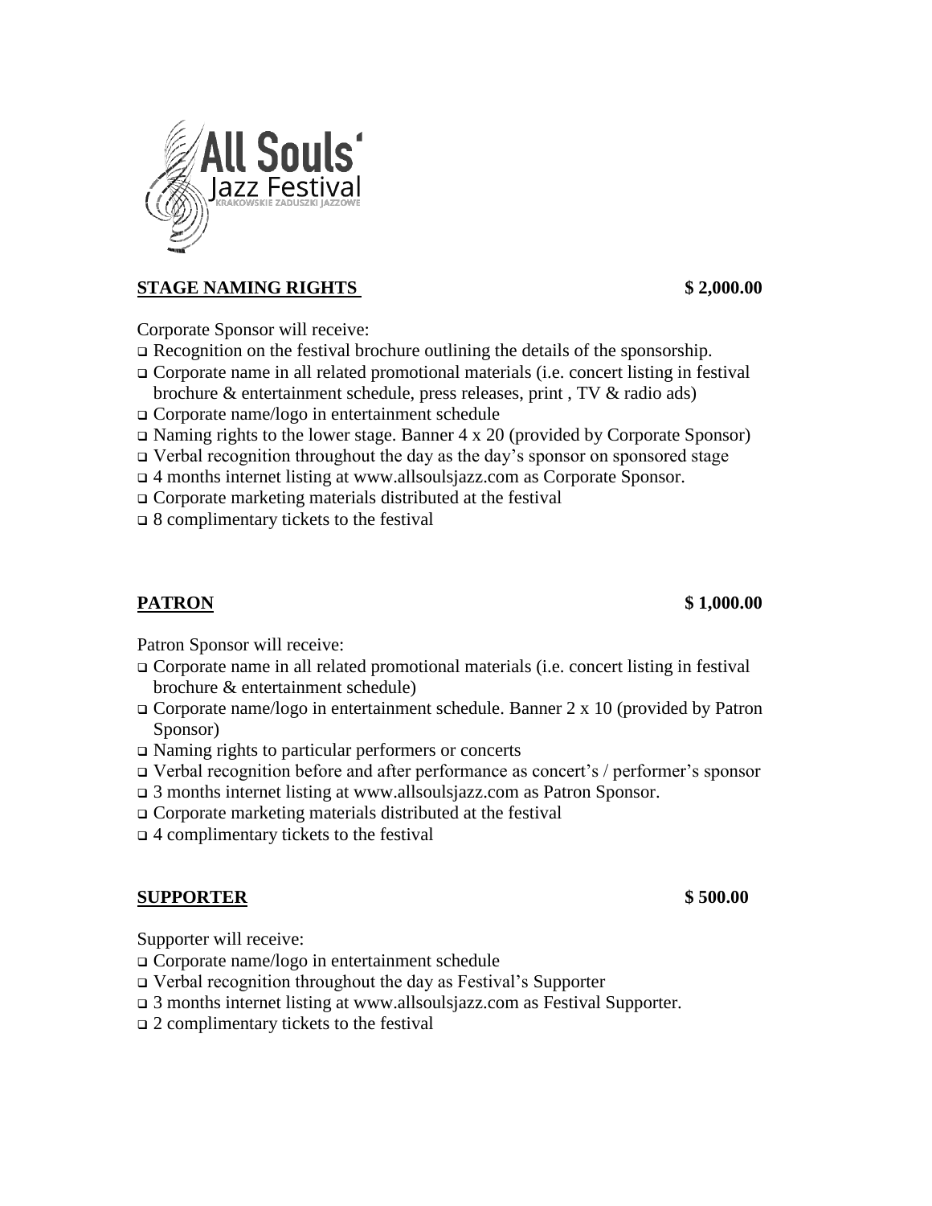## STAGE NAMING RIGHTS $ 2,000.00

Corporate Sponsor will receive:

- Recognition on the festival brochure outlining the details of the sponsorship.
- Corporate name in all related promotional materials (i.e. concert listing in festival brochure & entertainment schedule, press releases, print , TV & radio ads)
- Corporate name/logo in entertainment schedule
- Naming rights to the lower stage. Banner 4 x 20 (provided by Corporate Sponsor)
- Verbal recognition throughout the day as the day's sponsor on sponsored stage
- 4 months internet listing at www.allsoulsjazz.com as Corporate Sponsor.
- Corporate marketing materials distributed at the festival
- 8 complimentary tickets to the festival

## PATRON $ 1,000.00

Patron Sponsor will receive:

- Corporate name in all related promotional materials (i.e. concert listing in festival brochure & entertainment schedule)
- Corporate name/logo in entertainment schedule. Banner 2 x 10 (provided by Patron Sponsor)
- Naming rights to particular performers or concerts
- Verbal recognition before and after performance as concert's / performer's sponsor
- 3 months internet listing at www.allsoulsjazz.com as Patron Sponsor.
- Corporate marketing materials distributed at the festival
- 4 complimentary tickets to the festival

## SUPPORTER $ 500.00

Supporter will receive:

- Corporate name/logo in entertainment schedule
- Verbal recognition throughout the day as Festival's Supporter
- 3 months internet listing at www.allsoulsjazz.com as Festival Supporter.
- 2 complimentary tickets to the festival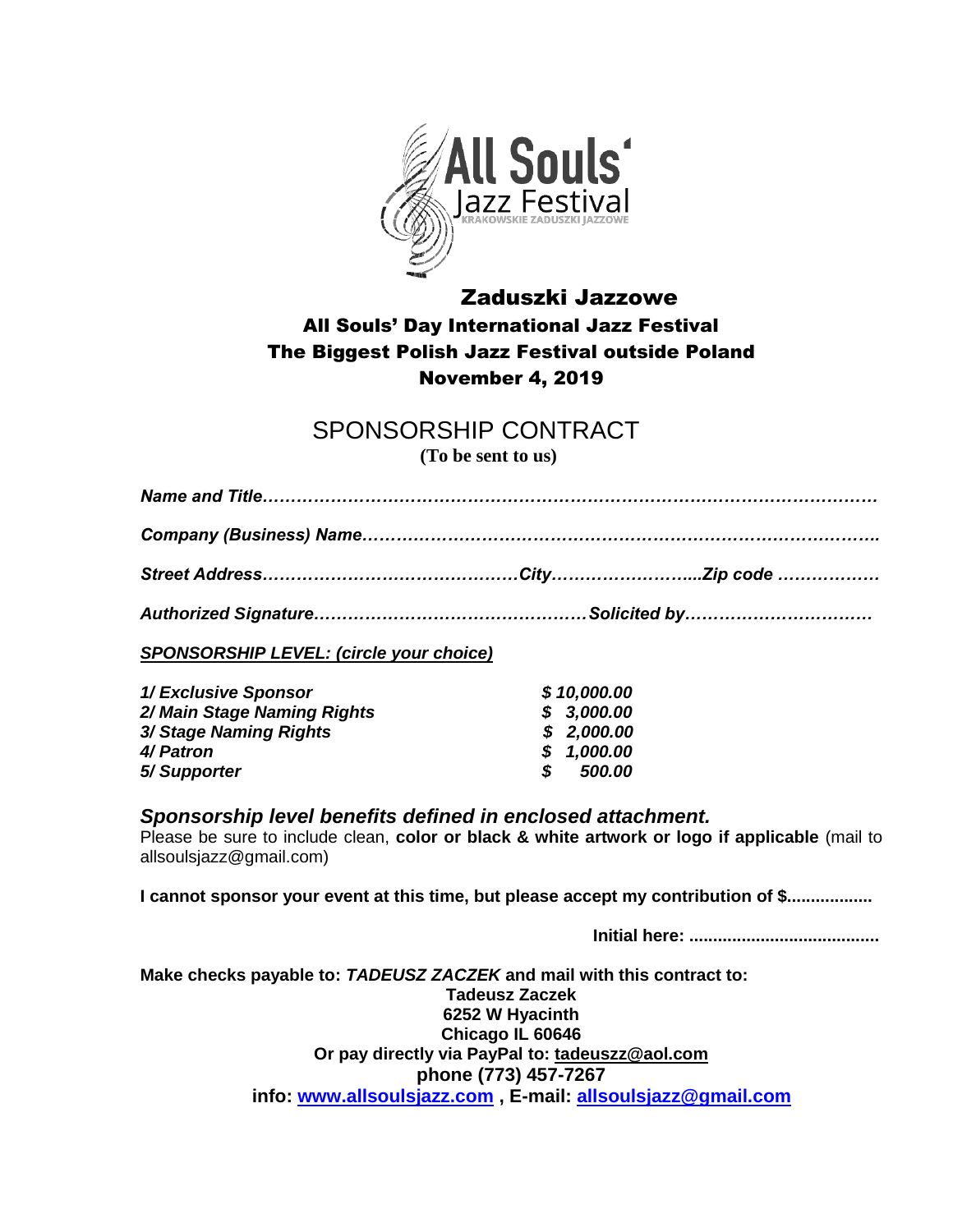# Zaduszki Jazzowe

## All Souls' Day International Jazz Festival

## The Biggest Polish Jazz Festival outside Poland

## November 4, 2019

# SPONSORSHIP CONTRACT

**(To be sent to us)**

***Name and Title…………………………………………………………………………………………***

***Company (Business) Name……………………………………………………………………………..***

***Street Address………………………………………City……………………...Zip code ………………***

***Authorized Signature…………………………………………Solicited by……………………………***

***SPONSORSHIP LEVEL: (circle your choice)***

| | |
|---|---|
| ***1/ Exclusive Sponsor*** | ***$ 10,000.00*** |
| ***2/ Main Stage Naming Rights*** | ***$ 3,000.00*** |
| ***3/ Stage Naming Rights*** | ***$ 2,000.00*** |
| ***4/ Patron*** | ***$ 1,000.00*** |
| ***5/ Supporter*** | ***$ 500.00*** |

***Sponsorship level benefits defined in enclosed attachment.***

Please be sure to include clean, **color or black & white artwork or logo if applicable** (mail to allsoulsjazz@gmail.com)

**I cannot sponsor your event at this time, but please accept my contribution of $.................**

**Initial here: .......................................**

**Make checks payable to: *TADEUSZ ZACZEK* and mail with this contract to:**

**Tadeusz Zaczek**
**6252 W Hyacinth**
**Chicago IL 60646**
**Or pay directly via PayPal to: tadeuszz@aol.com**
**phone (773) 457-7267**
**info: www.allsoulsjazz.com , E-mail: allsoulsjazz@gmail.com**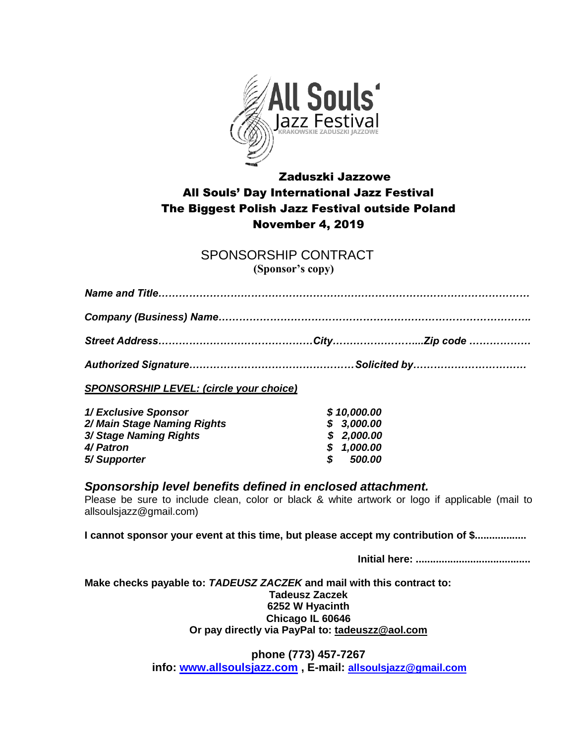All Souls' Jazz Festival
KRAKOWSKIE ZADUSZKI JAZZOWE

## Zaduszki Jazzowe
## All Souls' Day International Jazz Festival
## The Biggest Polish Jazz Festival outside Poland
## November 4, 2019

# SPONSORSHIP CONTRACT
**(Sponsor's copy)**

***Name and Title…………………………………………………………………………………………***

***Company (Business) Name……………………………………………………………………………..***

***Street Address………………………………………City……………………...Zip code ………………***

***Authorized Signature…………………………………………Solicited by……………………………***

***<u>SPONSORSHIP LEVEL: (circle your choice)</u>***

| | |
|---|---|
| ***1/ Exclusive Sponsor*** | ***$ 10,000.00*** |
| ***2/ Main Stage Naming Rights*** | ***$ 3,000.00*** |
| ***3/ Stage Naming Rights*** | ***$ 2,000.00*** |
| ***4/ Patron*** | ***$ 1,000.00*** |
| ***5/ Supporter*** | ***$ 500.00*** |

### *Sponsorship level benefits defined in enclosed attachment.*

Please be sure to include clean, color or black & white artwork or logo if applicable (mail to allsoulsjazz@gmail.com)

**I cannot sponsor your event at this time, but please accept my contribution of $.................**

**Initial here: .......................................**

**Make checks payable to: *TADEUSZ ZACZEK* and mail with this contract to:**

**Tadeusz Zaczek**
**6252 W Hyacinth**
**Chicago IL 60646**
**Or pay directly via PayPal to: tadeuszz@aol.com**

**phone (773) 457-7267**
**info: www.allsoulsjazz.com , E-mail: allsoulsjazz@gmail.com**